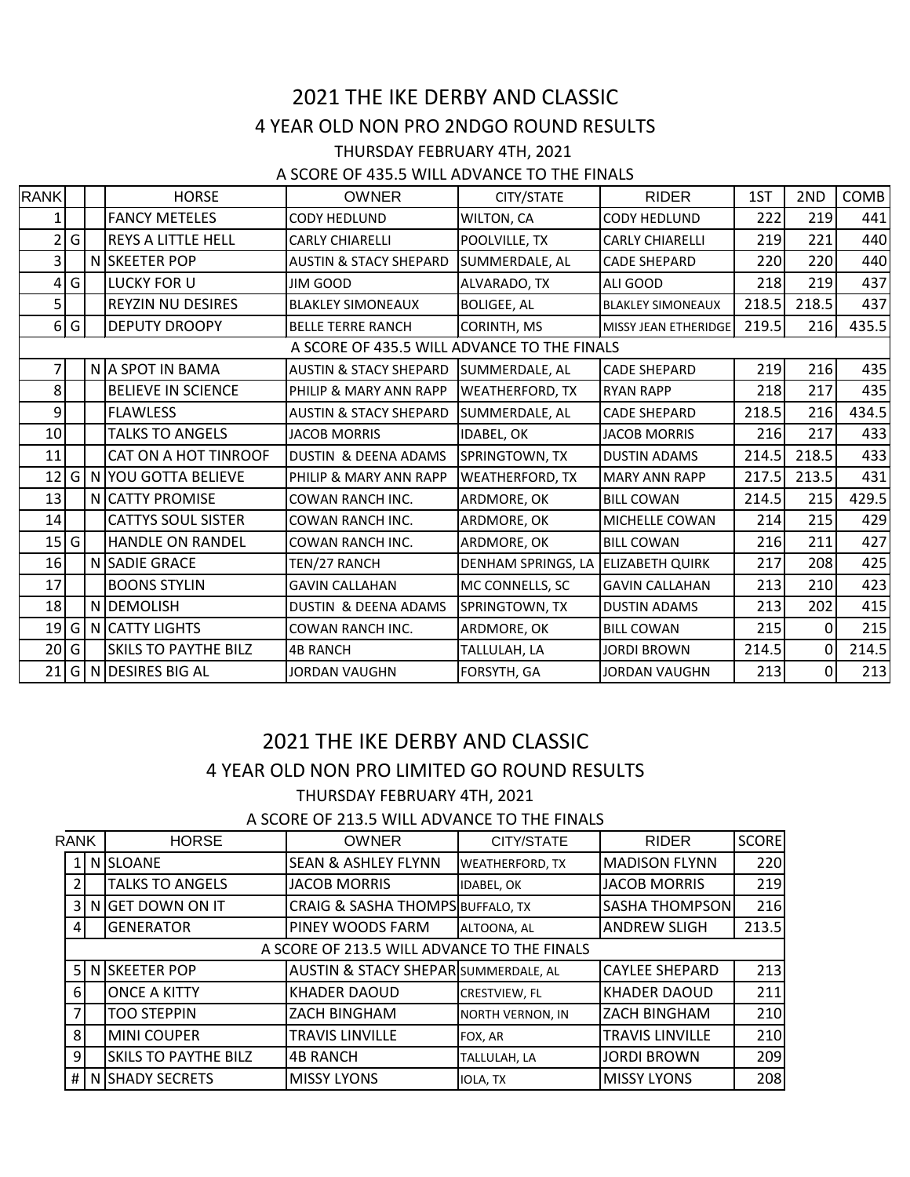# 2021 THE IKE DERBY AND CLASSIC

## 4 YEAR OLD NON PRO 2NDGO ROUND RESULTS

THURSDAY FEBRUARY 4TH, 2021

A SCORE OF 435.5 WILL ADVANCE TO THE FINALS

| RANK | | | HORSE | OWNER | CITY/STATE | RIDER | 1ST | 2ND | COMB |
|---|---|---|---|---|---|---|---|---|---|
| 1 | | | FANCY METELES | CODY HEDLUND | WILTON, CA | CODY HEDLUND | 222 | 219 | 441 |
| 2 | G | | REYS A LITTLE HELL | CARLY CHIARELLI | POOLVILLE, TX | CARLY CHIARELLI | 219 | 221 | 440 |
| 3 | | N | SKEETER POP | AUSTIN & STACY SHEPARD | SUMMERDALE, AL | CADE SHEPARD | 220 | 220 | 440 |
| 4 | G | | LUCKY FOR U | JIM GOOD | ALVARADO, TX | ALI GOOD | 218 | 219 | 437 |
| 5 | | | REYZIN NU DESIRES | BLAKLEY SIMONEAUX | BOLIGEE, AL | BLAKLEY SIMONEAUX | 218.5 | 218.5 | 437 |
| 6 | G | | DEPUTY DROOPY | BELLE TERRE RANCH | CORINTH, MS | MISSY JEAN ETHERIDGE | 219.5 | 216 | 435.5 |
| A SCORE OF 435.5 WILL ADVANCE TO THE FINALS | | | | | | | | | |
| 7 | | N | A SPOT IN BAMA | AUSTIN & STACY SHEPARD | SUMMERDALE, AL | CADE SHEPARD | 219 | 216 | 435 |
| 8 | | | BELIEVE IN SCIENCE | PHILIP & MARY ANN RAPP | WEATHERFORD, TX | RYAN RAPP | 218 | 217 | 435 |
| 9 | | | FLAWLESS | AUSTIN & STACY SHEPARD | SUMMERDALE, AL | CADE SHEPARD | 218.5 | 216 | 434.5 |
| 10 | | | TALKS TO ANGELS | JACOB MORRIS | IDABEL, OK | JACOB MORRIS | 216 | 217 | 433 |
| 11 | | | CAT ON A HOT TINROOF | DUSTIN & DEENA ADAMS | SPRINGTOWN, TX | DUSTIN ADAMS | 214.5 | 218.5 | 433 |
| 12 | G | N | YOU GOTTA BELIEVE | PHILIP & MARY ANN RAPP | WEATHERFORD, TX | MARY ANN RAPP | 217.5 | 213.5 | 431 |
| 13 | | N | CATTY PROMISE | COWAN RANCH INC. | ARDMORE, OK | BILL COWAN | 214.5 | 215 | 429.5 |
| 14 | | | CATTYS SOUL SISTER | COWAN RANCH INC. | ARDMORE, OK | MICHELLE COWAN | 214 | 215 | 429 |
| 15 | G | | HANDLE ON RANDEL | COWAN RANCH INC. | ARDMORE, OK | BILL COWAN | 216 | 211 | 427 |
| 16 | | N | SADIE GRACE | TEN/27 RANCH | DENHAM SPRINGS, LA | ELIZABETH QUIRK | 217 | 208 | 425 |
| 17 | | | BOONS STYLIN | GAVIN CALLAHAN | MC CONNELLS, SC | GAVIN CALLAHAN | 213 | 210 | 423 |
| 18 | | N | DEMOLISH | DUSTIN & DEENA ADAMS | SPRINGTOWN, TX | DUSTIN ADAMS | 213 | 202 | 415 |
| 19 | G | N | CATTY LIGHTS | COWAN RANCH INC. | ARDMORE, OK | BILL COWAN | 215 | 0 | 215 |
| 20 | G | | SKILS TO PAYTHE BILZ | 4B RANCH | TALLULAH, LA | JORDI BROWN | 214.5 | 0 | 214.5 |
| 21 | G | N | DESIRES BIG AL | JORDAN VAUGHN | FORSYTH, GA | JORDAN VAUGHN | 213 | 0 | 213 |

# 2021 THE IKE DERBY AND CLASSIC

## 4 YEAR OLD NON PRO LIMITED GO ROUND RESULTS

THURSDAY FEBRUARY 4TH, 2021

A SCORE OF 213.5 WILL ADVANCE TO THE FINALS

| RANK | | HORSE | OWNER | CITY/STATE | RIDER | SCORE |
|---|---|---|---|---|---|---|
| 1 | N | SLOANE | SEAN & ASHLEY FLYNN | WEATHERFORD, TX | MADISON FLYNN | 220 |
| 2 | | TALKS TO ANGELS | JACOB MORRIS | IDABEL, OK | JACOB MORRIS | 219 |
| 3 | N | GET DOWN ON IT | CRAIG & SASHA THOMPS | BUFFALO, TX | SASHA THOMPSON | 216 |
| 4 | | GENERATOR | PINEY WOODS FARM | ALTOONA, AL | ANDREW SLIGH | 213.5 |
| A SCORE OF 213.5 WILL ADVANCE TO THE FINALS | | | | | | |
| 5 | N | SKEETER POP | AUSTIN & STACY SHEPAR | SUMMERDALE, AL | CAYLEE SHEPARD | 213 |
| 6 | | ONCE A KITTY | KHADER DAOUD | CRESTVIEW, FL | KHADER DAOUD | 211 |
| 7 | | TOO STEPPIN | ZACH BINGHAM | NORTH VERNON, IN | ZACH BINGHAM | 210 |
| 8 | | MINI COUPER | TRAVIS LINVILLE | FOX, AR | TRAVIS LINVILLE | 210 |
| 9 | | SKILS TO PAYTHE BILZ | 4B RANCH | TALLULAH, LA | JORDI BROWN | 209 |
| # | N | SHADY SECRETS | MISSY LYONS | IOLA, TX | MISSY LYONS | 208 |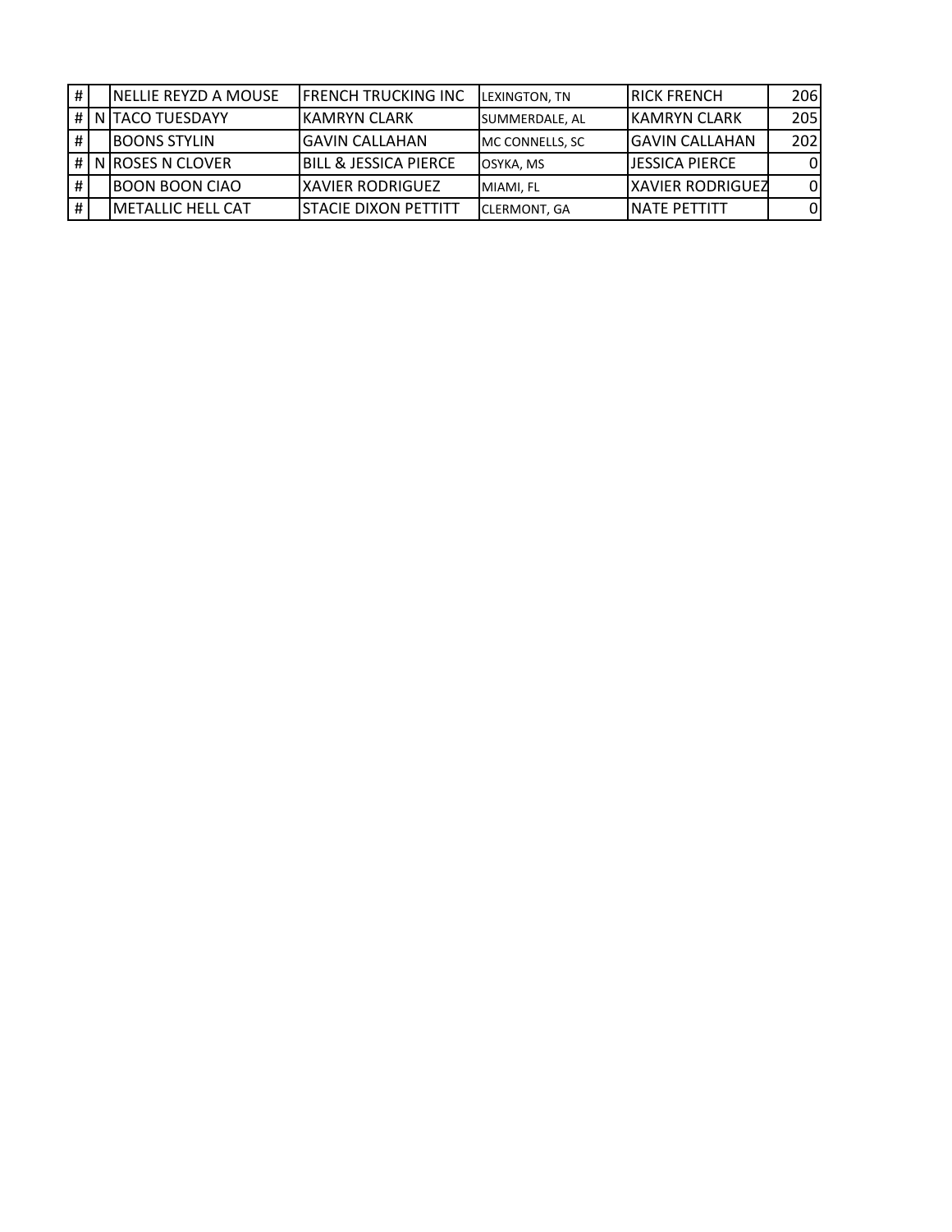| | | | | | | |
|---|---|---|---|---|---|---|
| # | | NELLIE REYZD A MOUSE | FRENCH TRUCKING INC | LEXINGTON, TN | RICK FRENCH | 206 |
| # | N | TACO TUESDAYY | KAMRYN CLARK | SUMMERDALE, AL | KAMRYN CLARK | 205 |
| # | | BOONS STYLIN | GAVIN CALLAHAN | MC CONNELLS, SC | GAVIN CALLAHAN | 202 |
| # | N | ROSES N CLOVER | BILL & JESSICA PIERCE | OSYKA, MS | JESSICA PIERCE | 0 |
| # | | BOON BOON CIAO | XAVIER RODRIGUEZ | MIAMI, FL | XAVIER RODRIGUEZ | 0 |
| # | | METALLIC HELL CAT | STACIE DIXON PETTITT | CLERMONT, GA | NATE PETTITT | 0 |